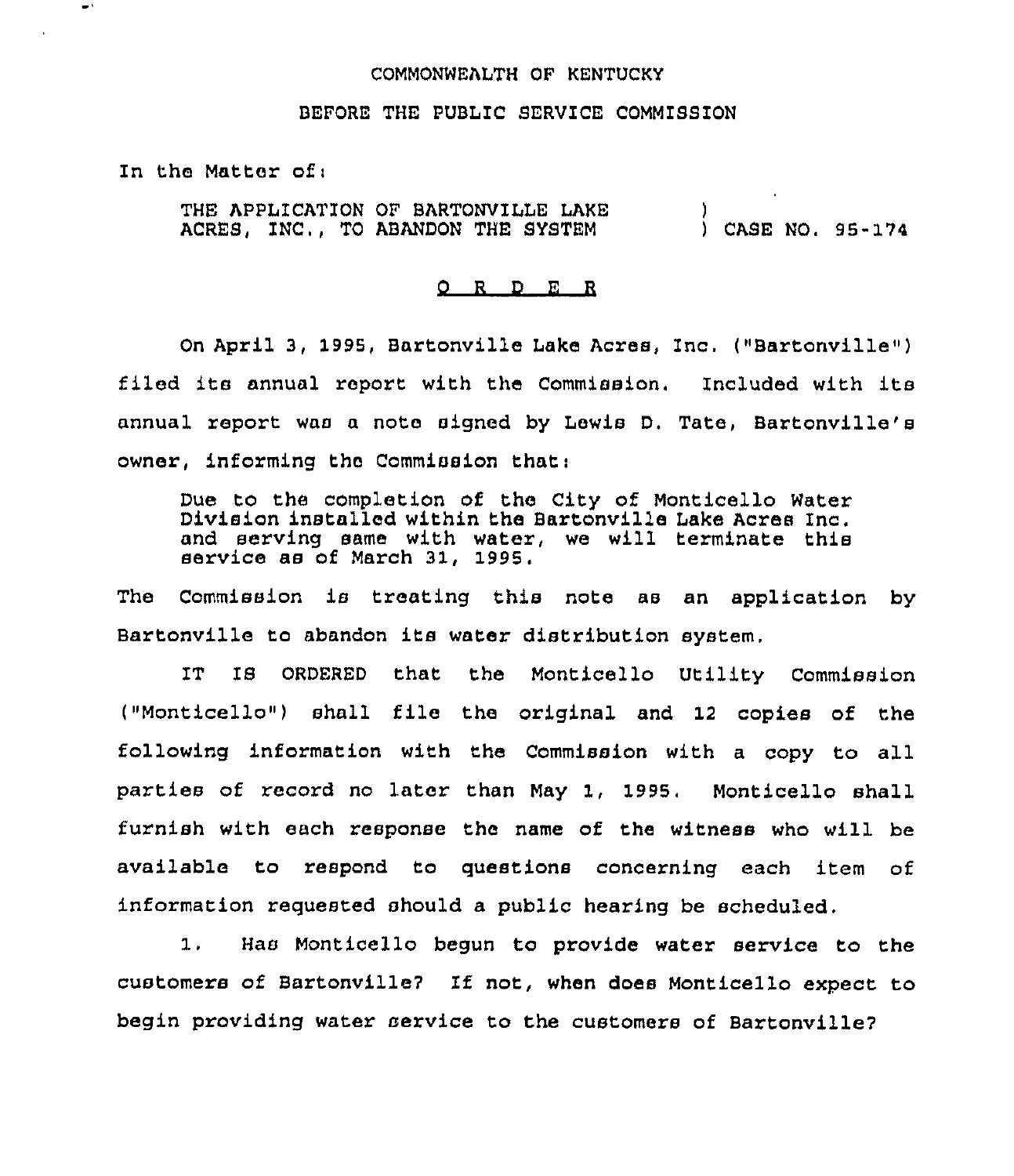COMMONWEALTH OF KENTUCKY

BEFORE THE PUBLIC SERVICE COMMISSION

In the Matter of:

THE APPLICATION OF BARTONVILLE LAKE ACRES, INC., TO ABANDON THE SYSTEM ) CASE NO. 95-174

O R D E R

On April 3, 1995, Bartonville Lake Acres, Inc. ("Bartonville") filed its annual report with the Commission. Included with its annual report was a note signed by Lewis D. Tate, Bartonville's owner, informing the Commission that:

> Due to the completion of the City of Monticello Water Division installed within the Bartonville Lake Acres Inc. and serving same with water, we will terminate this service as of March 31, 1995.

The Commission is treating this note as an application by Bartonville to abandon its water distribution system.

IT IS ORDERED that the Monticello Utility Commission ("Monticello") shall file the original and 12 copies of the following information with the Commission with a copy to all parties of record no later than May 1, 1995. Monticello shall furnish with each response the name of the witness who will be available to respond to questions concerning each item of information requested should a public hearing be scheduled.

1. Has Monticello begun to provide water service to the customers of Bartonville? If not, when does Monticello expect to begin providing water service to the customers of Bartonville?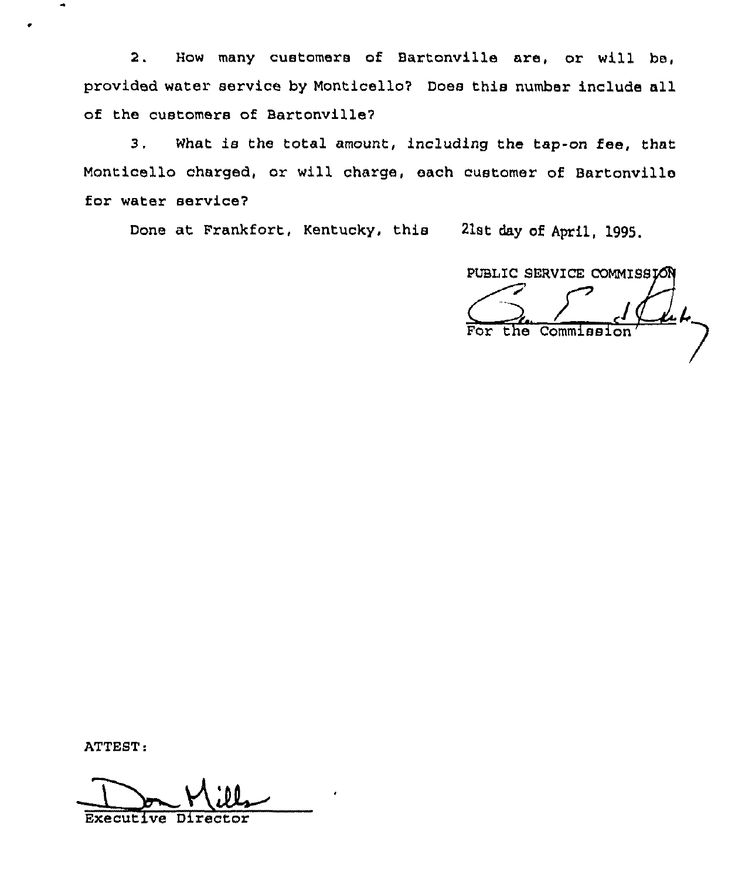2. How many customers of Bartonville are, or will be, provided water service by Monticello? Does this number include all of the customers of Bartonville?

3. What is the total amount, including the tap-on fee, that Monticello charged, or will charge, each customer of Bartonville for water service?

Done at Frankfort, Kentucky, this 21st day of April, 1995.

PUBLIC SERVICE COMMISSION

For the Commission

ATTEST:

Executive Director